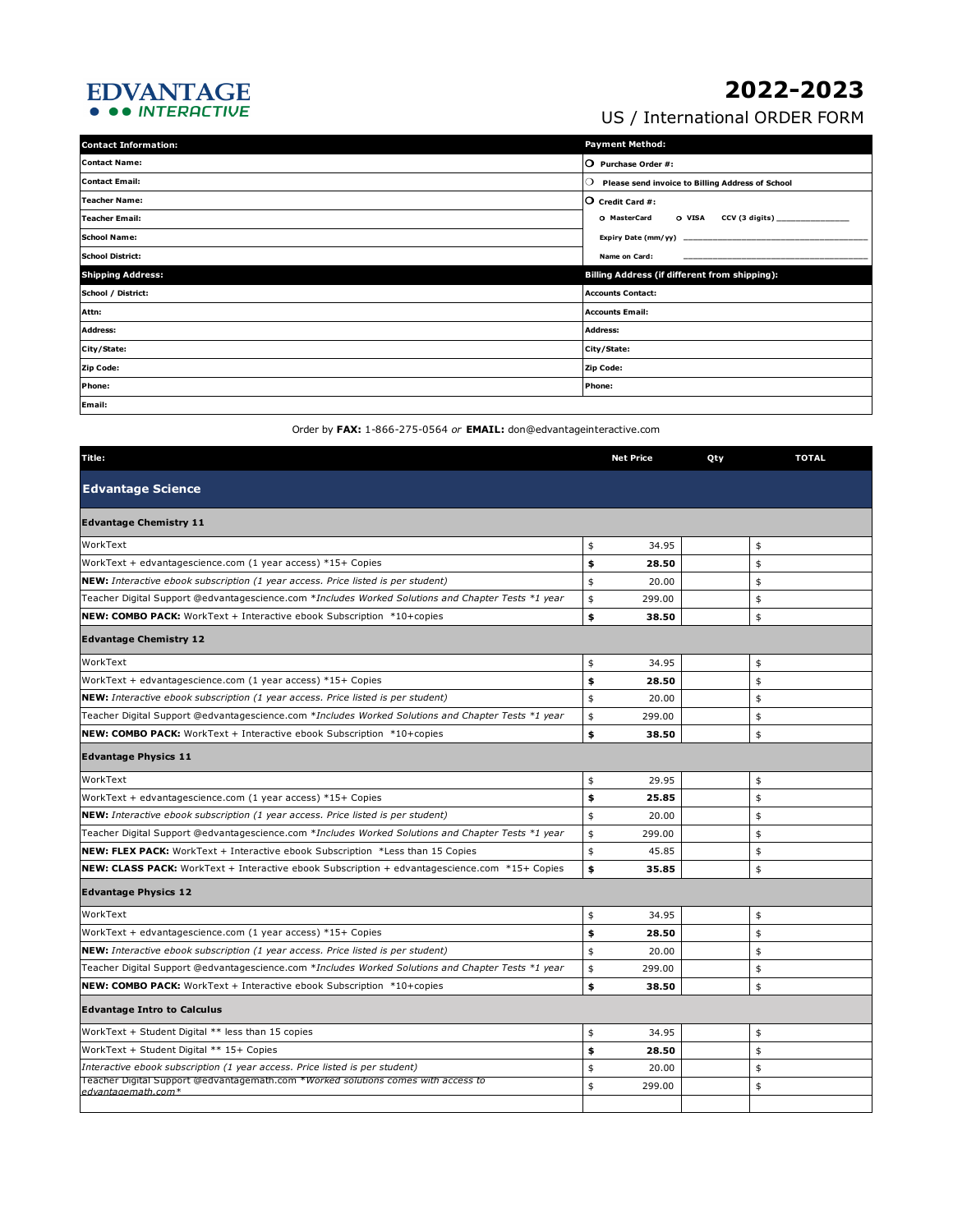# EDVANTAGE INTERACTIVE

# 2022-2023

## US / International ORDER FORM

| Contact Information: | Payment Method: |
|---|---|
| Contact Name: | ○ Purchase Order #: |
| Contact Email: | ○ Please send invoice to Billing Address of School |
| Teacher Name: | ○ Credit Card #: |
| Teacher Email: | ○ MasterCard ○ VISA CCV (3 digits) ___________ |
| School Name: | Expiry Date (mm/yy) ___________ |
| School District: | Name on Card: ___________ |
| **Shipping Address:** | **Billing Address (if different from shipping):** |
| School / District: | Accounts Contact: |
| Attn: | Accounts Email: |
| Address: | Address: |
| City/State: | City/State: |
| Zip Code: | Zip Code: |
| Phone: | Phone: |
| Email: | |

Order by **FAX:** 1-866-275-0564 *or* **EMAIL:** don@edvantageinteractive.com

| Title: | Net Price | Qty | TOTAL |
|---|---|---|---|
| **Edvantage Science** | | | |
| **Edvantage Chemistry 11** | | | |
| WorkText | $ 34.95 | | $ |
| WorkText + edvantagescience.com (1 year access) *15+ Copies | **$ 28.50** | | $ |
| **NEW:** *Interactive ebook subscription (1 year access. Price listed is per student)* | $ 20.00 | | $ |
| Teacher Digital Support @edvantagescience.com *Includes Worked Solutions and Chapter Tests *1 year* | $ 299.00 | | $ |
| **NEW: COMBO PACK:** WorkText + Interactive ebook Subscription *10+copies | **$ 38.50** | | $ |
| **Edvantage Chemistry 12** | | | |
| WorkText | $ 34.95 | | $ |
| WorkText + edvantagescience.com (1 year access) *15+ Copies | **$ 28.50** | | $ |
| **NEW:** *Interactive ebook subscription (1 year access. Price listed is per student)* | $ 20.00 | | $ |
| Teacher Digital Support @edvantagescience.com *Includes Worked Solutions and Chapter Tests *1 year* | $ 299.00 | | $ |
| **NEW: COMBO PACK:** WorkText + Interactive ebook Subscription *10+copies | **$ 38.50** | | $ |
| **Edvantage Physics 11** | | | |
| WorkText | $ 29.95 | | $ |
| WorkText + edvantagescience.com (1 year access) *15+ Copies | **$ 25.85** | | $ |
| **NEW:** *Interactive ebook subscription (1 year access. Price listed is per student)* | $ 20.00 | | $ |
| Teacher Digital Support @edvantagescience.com *Includes Worked Solutions and Chapter Tests *1 year* | $ 299.00 | | $ |
| **NEW: FLEX PACK:** WorkText + Interactive ebook Subscription *Less than 15 Copies | $ 45.85 | | $ |
| **NEW: CLASS PACK:** WorkText + Interactive ebook Subscription + edvantagescience.com *15+ Copies | **$ 35.85** | | $ |
| **Edvantage Physics 12** | | | |
| WorkText | $ 34.95 | | $ |
| WorkText + edvantagescience.com (1 year access) *15+ Copies | **$ 28.50** | | $ |
| **NEW:** *Interactive ebook subscription (1 year access. Price listed is per student)* | $ 20.00 | | $ |
| Teacher Digital Support @edvantagescience.com *Includes Worked Solutions and Chapter Tests *1 year* | $ 299.00 | | $ |
| **NEW: COMBO PACK:** WorkText + Interactive ebook Subscription *10+copies | **$ 38.50** | | $ |
| **Edvantage Intro to Calculus** | | | |
| WorkText + Student Digital ** less than 15 copies | $ 34.95 | | $ |
| WorkText + Student Digital ** 15+ Copies | **$ 28.50** | | $ |
| *Interactive ebook subscription (1 year access. Price listed is per student)* | $ 20.00 | | $ |
| Teacher Digital Support @edvantagemath.com *Worked solutions comes with access to edvantagemath.com* | $ 299.00 | | $ |
| | | | |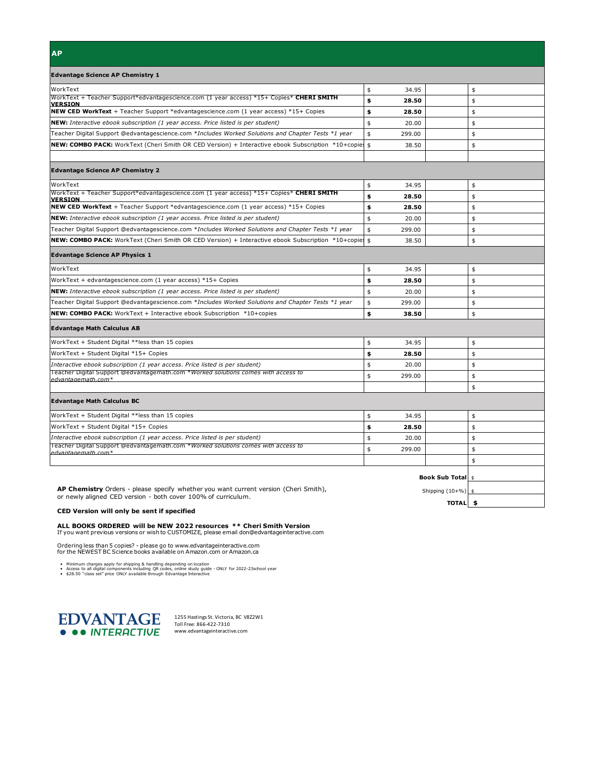| AP | | | |
|---|---|---|---|
| **Edvantage Science AP Chemistry 1** | | | |
| WorkText | $ 34.95 | | $ |
| WorkText + Teacher Support*edvantagescience.com (1 year access) *15+ Copies* **CHERI SMITH VERSION** | **$ 28.50** | | $ |
| **NEW CED WorkText** + Teacher Support *edvantagescience.com (1 year access) *15+ Copies | **$ 28.50** | | $ |
| **NEW:** *Interactive ebook subscription (1 year access. Price listed is per student)* | $ 20.00 | | $ |
| Teacher Digital Support @edvantagescience.com *Includes Worked Solutions and Chapter Tests *1 year* | $ 299.00 | | $ |
| **NEW: COMBO PACK:** WorkText (Cheri Smith OR CED Version) + Interactive ebook Subscription *10+copies | $ 38.50 | | $ |
| | | | |
| **Edvantage Science AP Chemistry 2** | | | |
| WorkText | $ 34.95 | | $ |
| WorkText + Teacher Support*edvantagescience.com (1 year access) *15+ Copies* **CHERI SMITH VERSION** | **$ 28.50** | | $ |
| **NEW CED WorkText** + Teacher Support *edvantagescience.com (1 year access) *15+ Copies | **$ 28.50** | | $ |
| **NEW:** *Interactive ebook subscription (1 year access. Price listed is per student)* | $ 20.00 | | $ |
| Teacher Digital Support @edvantagescience.com *Includes Worked Solutions and Chapter Tests *1 year* | $ 299.00 | | $ |
| **NEW: COMBO PACK:** WorkText (Cheri Smith OR CED Version) + Interactive ebook Subscription *10+copies | $ 38.50 | | $ |
| **Edvantage Science AP Physics 1** | | | |
| WorkText | $ 34.95 | | $ |
| WorkText + edvantagescience.com (1 year access) *15+ Copies | **$ 28.50** | | $ |
| **NEW:** *Interactive ebook subscription (1 year access. Price listed is per student)* | $ 20.00 | | $ |
| Teacher Digital Support @edvantagescience.com *Includes Worked Solutions and Chapter Tests *1 year* | $ 299.00 | | $ |
| **NEW: COMBO PACK:** WorkText + Interactive ebook Subscription *10+copies | **$ 38.50** | | $ |
| **Edvantage Math Calculus AB** | | | |
| WorkText + Student Digital **less than 15 copies | $ 34.95 | | $ |
| WorkText + Student Digital *15+ Copies | **$ 28.50** | | $ |
| *Interactive ebook subscription (1 year access. Price listed is per student)* | $ 20.00 | | $ |
| Teacher Digital Support @edvantagemath.com **Worked solutions comes with access to edvantagemath.com** | $ 299.00 | | $ |
| | | | $ |
| **Edvantage Math Calculus BC** | | | |
| WorkText + Student Digital **less than 15 copies | $ 34.95 | | $ |
| WorkText + Student Digital *15+ Copies | **$ 28.50** | | $ |
| *Interactive ebook subscription (1 year access. Price listed is per student)* | $ 20.00 | | $ |
| Teacher Digital Support @edvantagemath.com **Worked solutions comes with access to edvantagemath.com** | $ 299.00 | | $ |
| | | | $ |
| | | **Book Sub Total** | $ |
| | | Shipping (10+%) | $ |
| | | **TOTAL** | **$** |

**AP Chemistry** Orders - please specify whether you want current version (Cheri Smith), or newly aligned CED version - both cover 100% of curriculum.

**CED Version will only be sent if specified**

**ALL BOOKS ORDERED will be NEW 2022 resources ** Cheri Smith Version**
If you want previous versions or wish to CUSTOMIZE, please email don@edvantageinteractive.com

Ordering less than 5 copies? - please go to www.edvantageinteractive.com for the NEWEST BC Science books available on Amazon.com or Amazon.ca

- Minimum charges apply for shipping & handling depending on location
- Access to all digital components including QR codes, online study guide - ONLY for 2022-23school year
- $28.50 "class set" price ONLY available through Edvantage Interactive

EDVANTAGE INTERACTIVE

1255 Hastings St. Victoria, BC V8Z2W1
Toll Free: 866-422-7310
www.edvantageinteractive.com